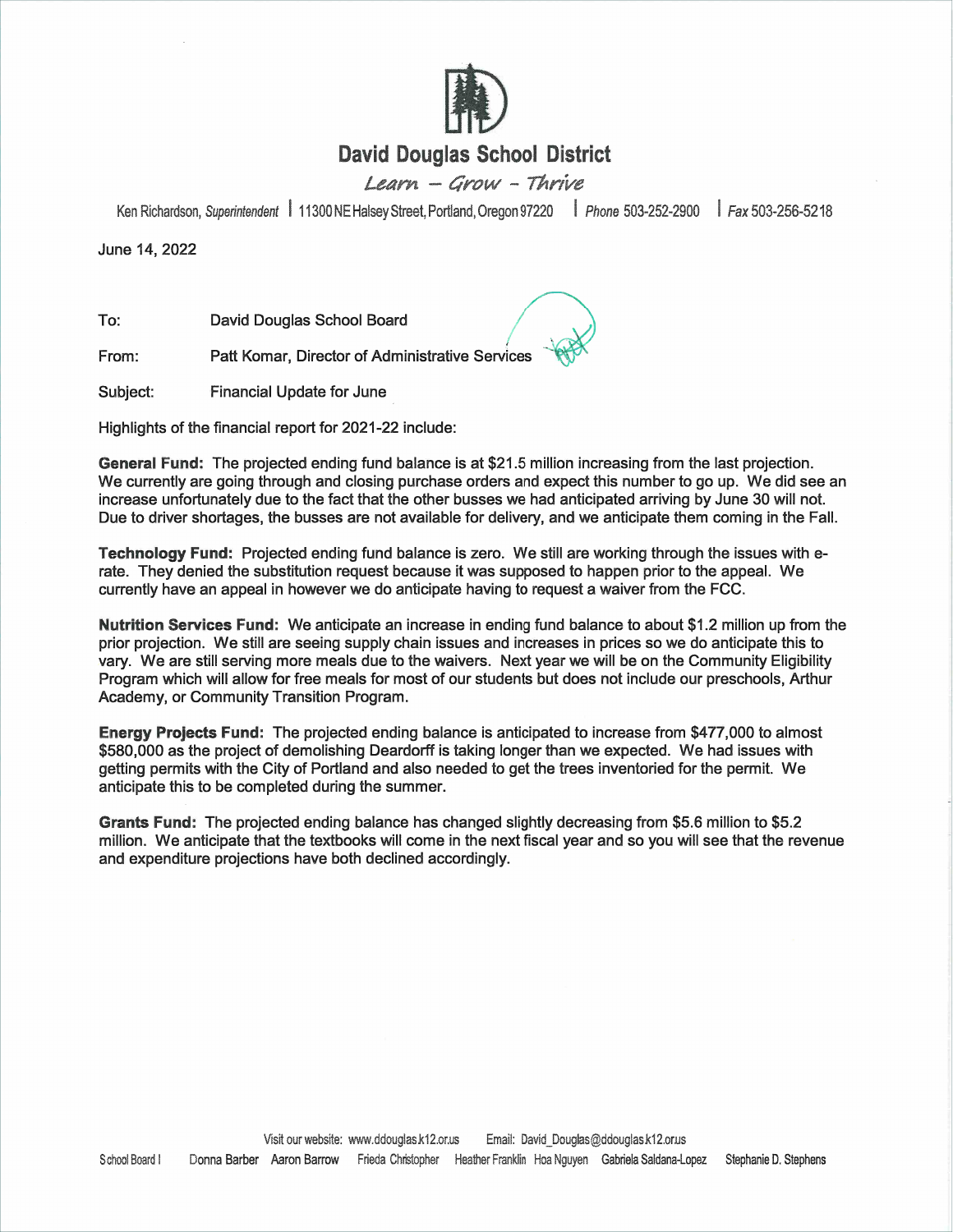# David Douglas School District

*Learn – Grow – Thrive*

Ken Richardson, *Superintendent* | 11300 NE Halsey Street, Portland, Oregon 97220 | *Phone* 503-252-2900 | *Fax* 503-256-5218

June 14, 2022

To: David Douglas School Board

From: Patt Komar, Director of Administrative Services

Subject: Financial Update for June

Highlights of the financial report for 2021-22 include:

**General Fund:** The projected ending fund balance is at $21.5 million increasing from the last projection. We currently are going through and closing purchase orders and expect this number to go up. We did see an increase unfortunately due to the fact that the other busses we had anticipated arriving by June 30 will not. Due to driver shortages, the busses are not available for delivery, and we anticipate them coming in the Fall.

**Technology Fund:** Projected ending fund balance is zero. We still are working through the issues with e-rate. They denied the substitution request because it was supposed to happen prior to the appeal. We currently have an appeal in however we do anticipate having to request a waiver from the FCC.

**Nutrition Services Fund:** We anticipate an increase in ending fund balance to about $1.2 million up from the prior projection. We still are seeing supply chain issues and increases in prices so we do anticipate this to vary. We are still serving more meals due to the waivers. Next year we will be on the Community Eligibility Program which will allow for free meals for most of our students but does not include our preschools, Arthur Academy, or Community Transition Program.

**Energy Projects Fund:** The projected ending balance is anticipated to increase from $477,000 to almost $580,000 as the project of demolishing Deardorff is taking longer than we expected. We had issues with getting permits with the City of Portland and also needed to get the trees inventoried for the permit. We anticipate this to be completed during the summer.

**Grants Fund:** The projected ending balance has changed slightly decreasing from $5.6 million to $5.2 million. We anticipate that the textbooks will come in the next fiscal year and so you will see that the revenue and expenditure projections have both declined accordingly.

Visit our website: www.ddouglas.k12.or.us Email: David_Douglas@ddouglas.k12.or.us

School Board | Donna Barber Aaron Barrow Frieda Christopher Heather Franklin Hoa Nguyen Gabriela Saldana-Lopez Stephanie D. Stephens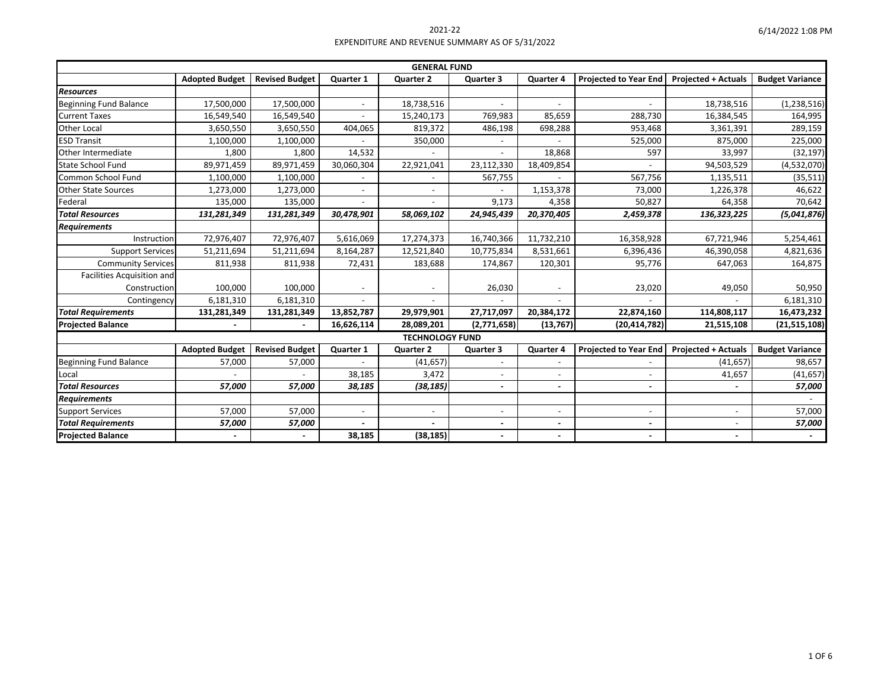# 2021-22
## EXPENDITURE AND REVENUE SUMMARY AS OF 5/31/2022

6/14/2022 1:08 PM

| GENERAL FUND | | | | | | | | | |
|---|---|---|---|---|---|---|---|---|---|
| | **Adopted Budget** | **Revised Budget** | **Quarter 1** | **Quarter 2** | **Quarter 3** | **Quarter 4** | **Projected to Year End** | **Projected + Actuals** | **Budget Variance** |
| ***Resources*** | | | | | | | | | |
| Beginning Fund Balance | 17,500,000 | 17,500,000 | - | 18,738,516 | - | - | - | 18,738,516 | (1,238,516) |
| Current Taxes | 16,549,540 | 16,549,540 | - | 15,240,173 | 769,983 | 85,659 | 288,730 | 16,384,545 | 164,995 |
| Other Local | 3,650,550 | 3,650,550 | 404,065 | 819,372 | 486,198 | 698,288 | 953,468 | 3,361,391 | 289,159 |
| ESD Transit | 1,100,000 | 1,100,000 | - | 350,000 | - | - | 525,000 | 875,000 | 225,000 |
| Other Intermediate | 1,800 | 1,800 | 14,532 | - | - | 18,868 | 597 | 33,997 | (32,197) |
| State School Fund | 89,971,459 | 89,971,459 | 30,060,304 | 22,921,041 | 23,112,330 | 18,409,854 | - | 94,503,529 | (4,532,070) |
| Common School Fund | 1,100,000 | 1,100,000 | - | - | 567,755 | - | 567,756 | 1,135,511 | (35,511) |
| Other State Sources | 1,273,000 | 1,273,000 | - | - | - | 1,153,378 | 73,000 | 1,226,378 | 46,622 |
| Federal | 135,000 | 135,000 | - | - | 9,173 | 4,358 | 50,827 | 64,358 | 70,642 |
| ***Total Resources*** | ***131,281,349*** | ***131,281,349*** | ***30,478,901*** | ***58,069,102*** | ***24,945,439*** | ***20,370,405*** | ***2,459,378*** | ***136,323,225*** | ***(5,041,876)*** |
| ***Requirements*** | | | | | | | | | |
| Instruction | 72,976,407 | 72,976,407 | 5,616,069 | 17,274,373 | 16,740,366 | 11,732,210 | 16,358,928 | 67,721,946 | 5,254,461 |
| Support Services | 51,211,694 | 51,211,694 | 8,164,287 | 12,521,840 | 10,775,834 | 8,531,661 | 6,396,436 | 46,390,058 | 4,821,636 |
| Community Services | 811,938 | 811,938 | 72,431 | 183,688 | 174,867 | 120,301 | 95,776 | 647,063 | 164,875 |
| Facilities Acquisition and Construction | 100,000 | 100,000 | - | - | 26,030 | - | 23,020 | 49,050 | 50,950 |
| Contingency | 6,181,310 | 6,181,310 | - | - | - | - | - | - | 6,181,310 |
| ***Total Requirements*** | **131,281,349** | **131,281,349** | **13,852,787** | **29,979,901** | **27,717,097** | **20,384,172** | **22,874,160** | **114,808,117** | **16,473,232** |
| **Projected Balance** | **-** | **-** | **16,626,114** | **28,089,201** | **(2,771,658)** | **(13,767)** | **(20,414,782)** | **21,515,108** | **(21,515,108)** |

| TECHNOLOGY FUND | | | | | | | | | |
|---|---|---|---|---|---|---|---|---|---|
| | **Adopted Budget** | **Revised Budget** | **Quarter 1** | **Quarter 2** | **Quarter 3** | **Quarter 4** | **Projected to Year End** | **Projected + Actuals** | **Budget Variance** |
| Beginning Fund Balance | 57,000 | 57,000 | - | (41,657) | - | - | - | (41,657) | 98,657 |
| Local | - | - | 38,185 | 3,472 | - | - | - | 41,657 | (41,657) |
| ***Total Resources*** | ***57,000*** | ***57,000*** | ***38,185*** | ***(38,185)*** | **-** | **-** | **-** | **-** | ***57,000*** |
| ***Requirements*** | | | | | | | | | - |
| Support Services | 57,000 | 57,000 | - | - | - | - | - | - | 57,000 |
| ***Total Requirements*** | ***57,000*** | ***57,000*** | **-** | **-** | **-** | **-** | **-** | - | ***57,000*** |
| **Projected Balance** | **-** | **-** | **38,185** | **(38,185)** | **-** | **-** | **-** | **-** | **-** |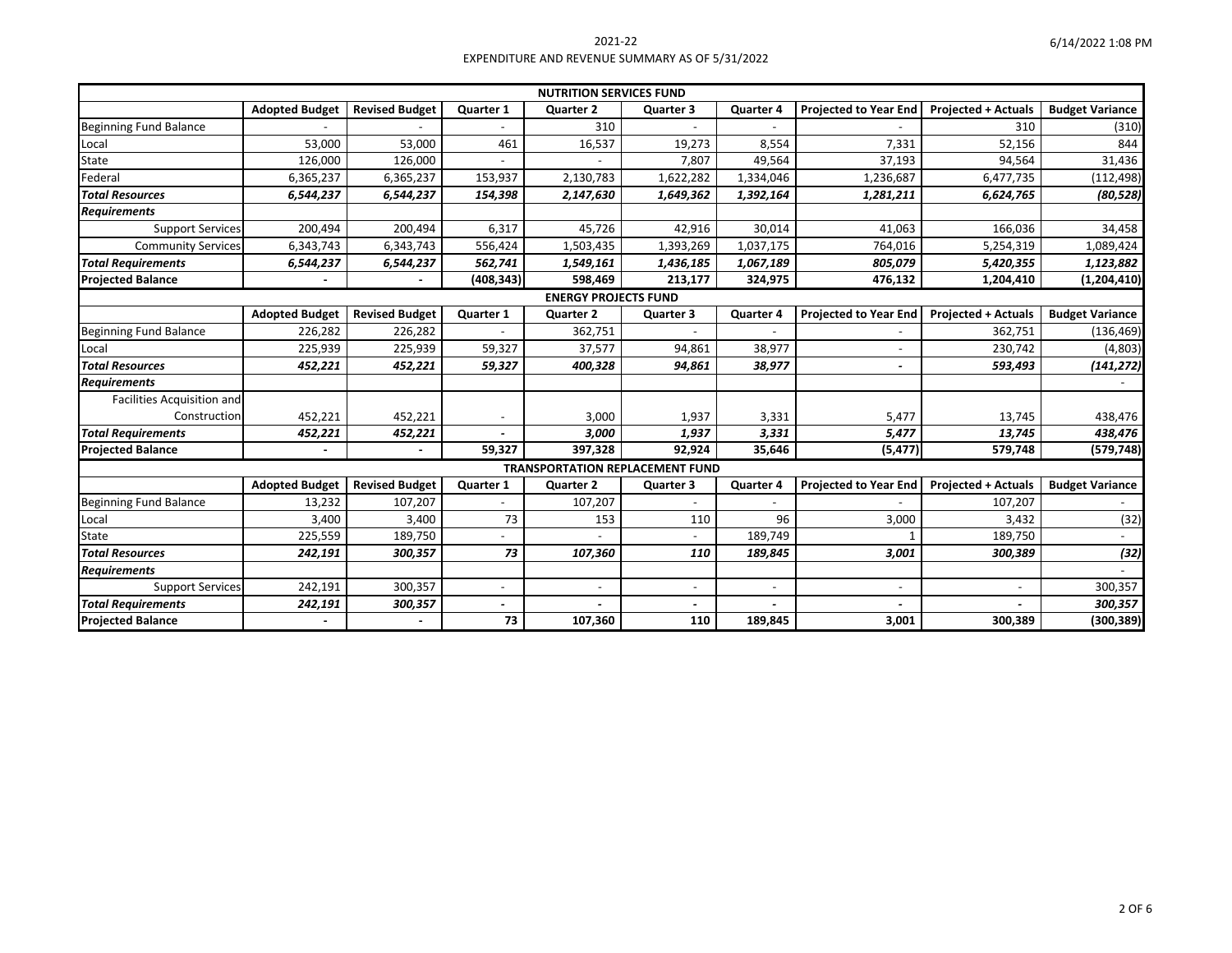2021-22
EXPENDITURE AND REVENUE SUMMARY AS OF 5/31/2022

| NUTRITION SERVICES FUND | | | | | | | | | |
|---|---|---|---|---|---|---|---|---|---|
| | Adopted Budget | Revised Budget | Quarter 1 | Quarter 2 | Quarter 3 | Quarter 4 | Projected to Year End | Projected + Actuals | Budget Variance |
| Beginning Fund Balance | - | - | - | 310 | - | - | - | 310 | (310) |
| Local | 53,000 | 53,000 | 461 | 16,537 | 19,273 | 8,554 | 7,331 | 52,156 | 844 |
| State | 126,000 | 126,000 | - | - | 7,807 | 49,564 | 37,193 | 94,564 | 31,436 |
| Federal | 6,365,237 | 6,365,237 | 153,937 | 2,130,783 | 1,622,282 | 1,334,046 | 1,236,687 | 6,477,735 | (112,498) |
| ***Total Resources*** | ***6,544,237*** | ***6,544,237*** | ***154,398*** | ***2,147,630*** | ***1,649,362*** | ***1,392,164*** | ***1,281,211*** | ***6,624,765*** | ***(80,528)*** |
| ***Requirements*** | | | | | | | | | |
| Support Services | 200,494 | 200,494 | 6,317 | 45,726 | 42,916 | 30,014 | 41,063 | 166,036 | 34,458 |
| Community Services | 6,343,743 | 6,343,743 | 556,424 | 1,503,435 | 1,393,269 | 1,037,175 | 764,016 | 5,254,319 | 1,089,424 |
| ***Total Requirements*** | ***6,544,237*** | ***6,544,237*** | ***562,741*** | ***1,549,161*** | ***1,436,185*** | ***1,067,189*** | ***805,079*** | ***5,420,355*** | ***1,123,882*** |
| **Projected Balance** | **-** | **-** | **(408,343)** | **598,469** | **213,177** | **324,975** | **476,132** | **1,204,410** | **(1,204,410)** |

| ENERGY PROJECTS FUND | | | | | | | | | |
|---|---|---|---|---|---|---|---|---|---|
| | Adopted Budget | Revised Budget | Quarter 1 | Quarter 2 | Quarter 3 | Quarter 4 | Projected to Year End | Projected + Actuals | Budget Variance |
| Beginning Fund Balance | 226,282 | 226,282 | - | 362,751 | - | - | - | 362,751 | (136,469) |
| Local | 225,939 | 225,939 | 59,327 | 37,577 | 94,861 | 38,977 | - | 230,742 | (4,803) |
| ***Total Resources*** | ***452,221*** | ***452,221*** | ***59,327*** | ***400,328*** | ***94,861*** | ***38,977*** | ***-*** | ***593,493*** | ***(141,272)*** |
| ***Requirements*** | | | | | | | | | - |
| Facilities Acquisition and Construction | 452,221 | 452,221 | - | 3,000 | 1,937 | 3,331 | 5,477 | 13,745 | 438,476 |
| ***Total Requirements*** | ***452,221*** | ***452,221*** | ***-*** | ***3,000*** | ***1,937*** | ***3,331*** | ***5,477*** | ***13,745*** | ***438,476*** |
| **Projected Balance** | **-** | **-** | **59,327** | **397,328** | **92,924** | **35,646** | **(5,477)** | **579,748** | **(579,748)** |

| TRANSPORTATION REPLACEMENT FUND | | | | | | | | | |
|---|---|---|---|---|---|---|---|---|---|
| | Adopted Budget | Revised Budget | Quarter 1 | Quarter 2 | Quarter 3 | Quarter 4 | Projected to Year End | Projected + Actuals | Budget Variance |
| Beginning Fund Balance | 13,232 | 107,207 | - | 107,207 | - | - | - | 107,207 | - |
| Local | 3,400 | 3,400 | 73 | 153 | 110 | 96 | 3,000 | 3,432 | (32) |
| State | 225,559 | 189,750 | - | - | - | 189,749 | 1 | 189,750 | - |
| ***Total Resources*** | ***242,191*** | ***300,357*** | ***73*** | ***107,360*** | ***110*** | ***189,845*** | ***3,001*** | ***300,389*** | ***(32)*** |
| ***Requirements*** | | | | | | | | | - |
| Support Services | 242,191 | 300,357 | - | - | - | - | - | - | 300,357 |
| ***Total Requirements*** | ***242,191*** | ***300,357*** | ***-*** | ***-*** | ***-*** | ***-*** | ***-*** | ***-*** | ***300,357*** |
| **Projected Balance** | **-** | **-** | **73** | **107,360** | **110** | **189,845** | **3,001** | **300,389** | **(300,389)** |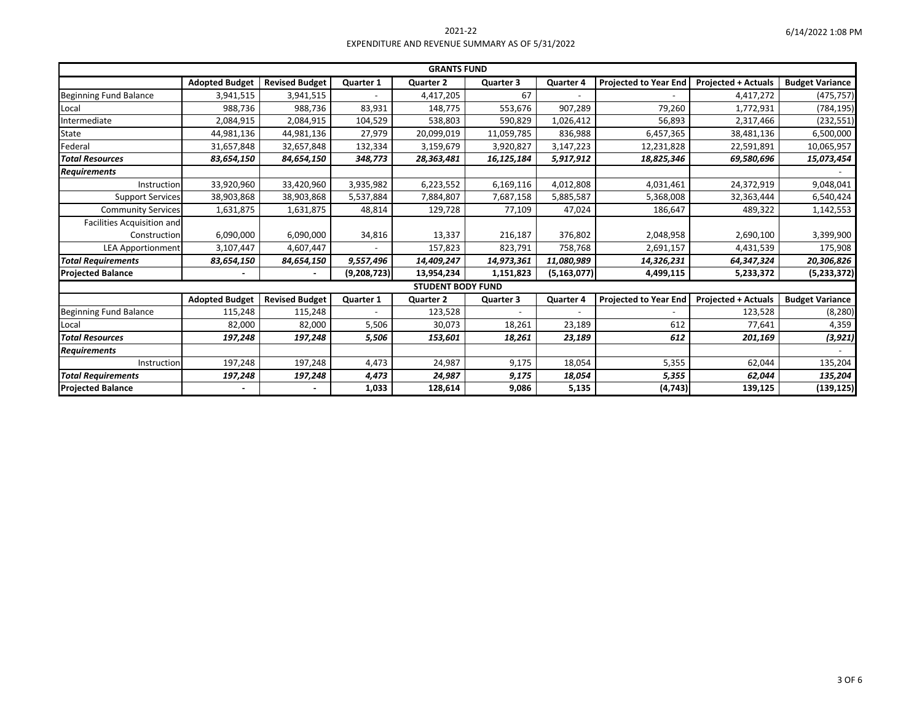2021-22

EXPENDITURE AND REVENUE SUMMARY AS OF 5/31/2022

| GRANTS FUND | | | | | | | | | |
|---|---|---|---|---|---|---|---|---|---|
| | **Adopted Budget** | **Revised Budget** | **Quarter 1** | **Quarter 2** | **Quarter 3** | **Quarter 4** | **Projected to Year End** | **Projected + Actuals** | **Budget Variance** |
| Beginning Fund Balance | 3,941,515 | 3,941,515 | - | 4,417,205 | 67 | - | - | 4,417,272 | (475,757) |
| Local | 988,736 | 988,736 | 83,931 | 148,775 | 553,676 | 907,289 | 79,260 | 1,772,931 | (784,195) |
| Intermediate | 2,084,915 | 2,084,915 | 104,529 | 538,803 | 590,829 | 1,026,412 | 56,893 | 2,317,466 | (232,551) |
| State | 44,981,136 | 44,981,136 | 27,979 | 20,099,019 | 11,059,785 | 836,988 | 6,457,365 | 38,481,136 | 6,500,000 |
| Federal | 31,657,848 | 32,657,848 | 132,334 | 3,159,679 | 3,920,827 | 3,147,223 | 12,231,828 | 22,591,891 | 10,065,957 |
| ***Total Resources*** | ***83,654,150*** | ***84,654,150*** | ***348,773*** | ***28,363,481*** | ***16,125,184*** | ***5,917,912*** | ***18,825,346*** | ***69,580,696*** | ***15,073,454*** |
| ***Requirements*** | | | | | | | | | - |
| Instruction | 33,920,960 | 33,420,960 | 3,935,982 | 6,223,552 | 6,169,116 | 4,012,808 | 4,031,461 | 24,372,919 | 9,048,041 |
| Support Services | 38,903,868 | 38,903,868 | 5,537,884 | 7,884,807 | 7,687,158 | 5,885,587 | 5,368,008 | 32,363,444 | 6,540,424 |
| Community Services | 1,631,875 | 1,631,875 | 48,814 | 129,728 | 77,109 | 47,024 | 186,647 | 489,322 | 1,142,553 |
| Facilities Acquisition and Construction | 6,090,000 | 6,090,000 | 34,816 | 13,337 | 216,187 | 376,802 | 2,048,958 | 2,690,100 | 3,399,900 |
| LEA Apportionment | 3,107,447 | 4,607,447 | - | 157,823 | 823,791 | 758,768 | 2,691,157 | 4,431,539 | 175,908 |
| ***Total Requirements*** | ***83,654,150*** | ***84,654,150*** | ***9,557,496*** | ***14,409,247*** | ***14,973,361*** | ***11,080,989*** | ***14,326,231*** | ***64,347,324*** | ***20,306,826*** |
| **Projected Balance** | **-** | **-** | **(9,208,723)** | **13,954,234** | **1,151,823** | **(5,163,077)** | **4,499,115** | **5,233,372** | **(5,233,372)** |
| **STUDENT BODY FUND** | | | | | | | | | |
| | **Adopted Budget** | **Revised Budget** | **Quarter 1** | **Quarter 2** | **Quarter 3** | **Quarter 4** | **Projected to Year End** | **Projected + Actuals** | **Budget Variance** |
| Beginning Fund Balance | 115,248 | 115,248 | - | 123,528 | - | - | - | 123,528 | (8,280) |
| Local | 82,000 | 82,000 | 5,506 | 30,073 | 18,261 | 23,189 | 612 | 77,641 | 4,359 |
| ***Total Resources*** | ***197,248*** | ***197,248*** | ***5,506*** | ***153,601*** | ***18,261*** | ***23,189*** | ***612*** | ***201,169*** | ***(3,921)*** |
| ***Requirements*** | | | | | | | | | - |
| Instruction | 197,248 | 197,248 | 4,473 | 24,987 | 9,175 | 18,054 | 5,355 | 62,044 | 135,204 |
| ***Total Requirements*** | ***197,248*** | ***197,248*** | ***4,473*** | ***24,987*** | ***9,175*** | ***18,054*** | ***5,355*** | ***62,044*** | ***135,204*** |
| **Projected Balance** | **-** | **-** | **1,033** | **128,614** | **9,086** | **5,135** | **(4,743)** | **139,125** | **(139,125)** |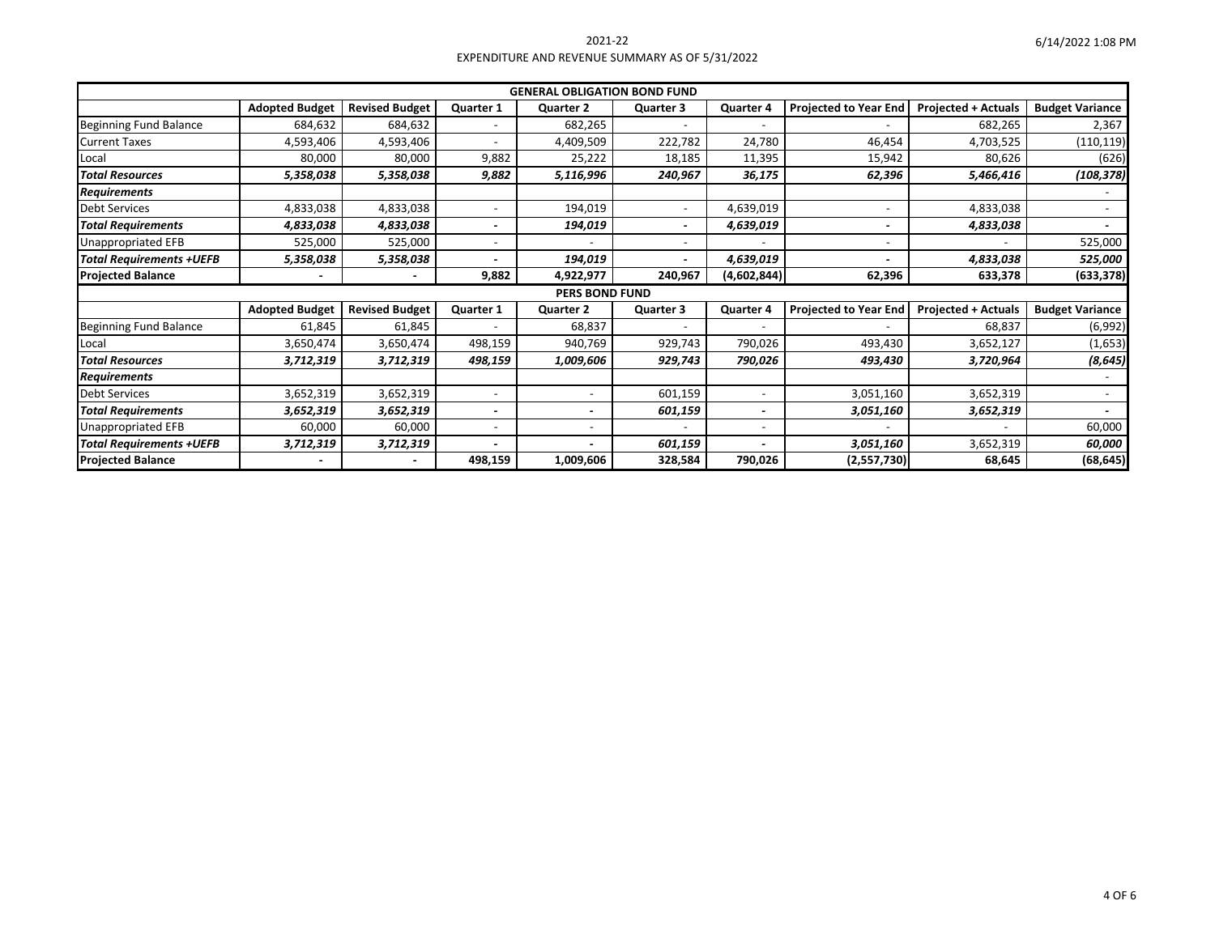2021-22
EXPENDITURE AND REVENUE SUMMARY AS OF 5/31/2022

6/14/2022 1:08 PM

| GENERAL OBLIGATION BOND FUND | | | | | | | | | |
|---|---|---|---|---|---|---|---|---|---|
| | **Adopted Budget** | **Revised Budget** | **Quarter 1** | **Quarter 2** | **Quarter 3** | **Quarter 4** | **Projected to Year End** | **Projected + Actuals** | **Budget Variance** |
| Beginning Fund Balance | 684,632 | 684,632 | - | 682,265 | - | - | - | 682,265 | 2,367 |
| Current Taxes | 4,593,406 | 4,593,406 | - | 4,409,509 | 222,782 | 24,780 | 46,454 | 4,703,525 | (110,119) |
| Local | 80,000 | 80,000 | 9,882 | 25,222 | 18,185 | 11,395 | 15,942 | 80,626 | (626) |
| ***Total Resources*** | ***5,358,038*** | ***5,358,038*** | ***9,882*** | ***5,116,996*** | ***240,967*** | ***36,175*** | ***62,396*** | ***5,466,416*** | ***(108,378)*** |
| ***Requirements*** | | | | | | | | | - |
| Debt Services | 4,833,038 | 4,833,038 | - | 194,019 | - | 4,639,019 | - | 4,833,038 | - |
| ***Total Requirements*** | ***4,833,038*** | ***4,833,038*** | **-** | ***194,019*** | **-** | ***4,639,019*** | **-** | ***4,833,038*** | **-** |
| Unappropriated EFB | 525,000 | 525,000 | - | - | - | - | - | - | 525,000 |
| ***Total Requirements +UEFB*** | ***5,358,038*** | ***5,358,038*** | **-** | ***194,019*** | **-** | ***4,639,019*** | **-** | ***4,833,038*** | ***525,000*** |
| **Projected Balance** | **-** | **-** | **9,882** | **4,922,977** | **240,967** | **(4,602,844)** | **62,396** | **633,378** | **(633,378)** |
| **PERS BOND FUND** | | | | | | | | | |
| | **Adopted Budget** | **Revised Budget** | **Quarter 1** | **Quarter 2** | **Quarter 3** | **Quarter 4** | **Projected to Year End** | **Projected + Actuals** | **Budget Variance** |
| Beginning Fund Balance | 61,845 | 61,845 | - | 68,837 | - | - | - | 68,837 | (6,992) |
| Local | 3,650,474 | 3,650,474 | 498,159 | 940,769 | 929,743 | 790,026 | 493,430 | 3,652,127 | (1,653) |
| ***Total Resources*** | ***3,712,319*** | ***3,712,319*** | ***498,159*** | ***1,009,606*** | ***929,743*** | ***790,026*** | ***493,430*** | ***3,720,964*** | ***(8,645)*** |
| ***Requirements*** | | | | | | | | | - |
| Debt Services | 3,652,319 | 3,652,319 | - | - | 601,159 | - | 3,051,160 | 3,652,319 | - |
| ***Total Requirements*** | ***3,652,319*** | ***3,652,319*** | **-** | **-** | ***601,159*** | **-** | ***3,051,160*** | ***3,652,319*** | **-** |
| Unappropriated EFB | 60,000 | 60,000 | - | - | - | - | - | - | 60,000 |
| ***Total Requirements +UEFB*** | ***3,712,319*** | ***3,712,319*** | **-** | **-** | ***601,159*** | **-** | ***3,051,160*** | 3,652,319 | ***60,000*** |
| **Projected Balance** | **-** | **-** | **498,159** | **1,009,606** | **328,584** | **790,026** | **(2,557,730)** | **68,645** | **(68,645)** |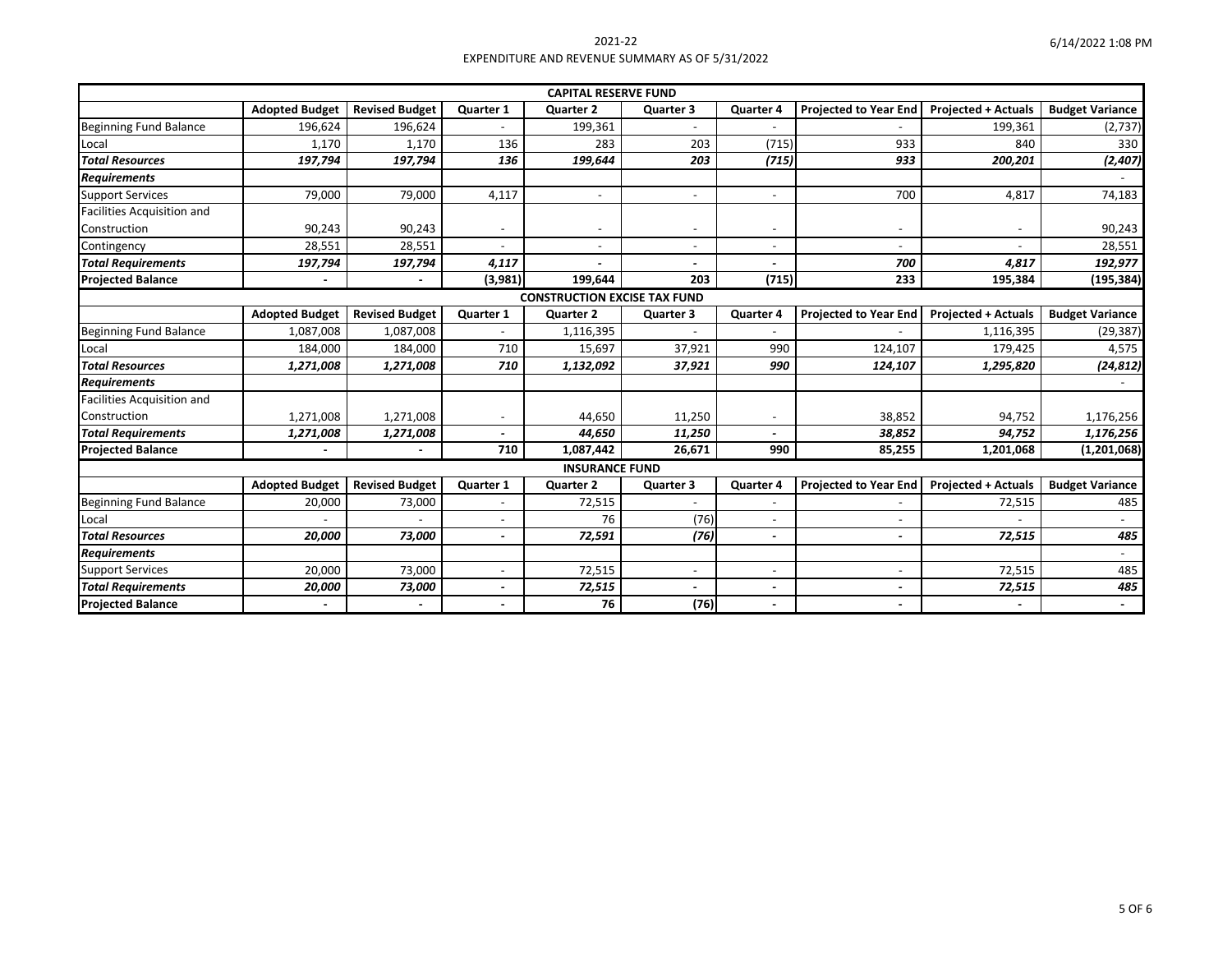2021-22

EXPENDITURE AND REVENUE SUMMARY AS OF 5/31/2022

| CAPITAL RESERVE FUND | | | | | | | | | |
|---|---|---|---|---|---|---|---|---|---|
| | **Adopted Budget** | **Revised Budget** | **Quarter 1** | **Quarter 2** | **Quarter 3** | **Quarter 4** | **Projected to Year End** | **Projected + Actuals** | **Budget Variance** |
| Beginning Fund Balance | 196,624 | 196,624 | - | 199,361 | - | - | - | 199,361 | (2,737) |
| Local | 1,170 | 1,170 | 136 | 283 | 203 | (715) | 933 | 840 | 330 |
| ***Total Resources*** | ***197,794*** | ***197,794*** | ***136*** | ***199,644*** | ***203*** | ***(715)*** | ***933*** | ***200,201*** | ***(2,407)*** |
| ***Requirements*** | | | | | | | | | - |
| Support Services | 79,000 | 79,000 | 4,117 | - | - | - | 700 | 4,817 | 74,183 |
| Facilities Acquisition and Construction | 90,243 | 90,243 | - | - | - | - | - | - | 90,243 |
| Contingency | 28,551 | 28,551 | - | - | - | - | - | - | 28,551 |
| ***Total Requirements*** | ***197,794*** | ***197,794*** | ***4,117*** | **-** | **-** | **-** | ***700*** | ***4,817*** | ***192,977*** |
| **Projected Balance** | **-** | **-** | **(3,981)** | **199,644** | **203** | **(715)** | **233** | **195,384** | **(195,384)** |

| CONSTRUCTION EXCISE TAX FUND | | | | | | | | | |
|---|---|---|---|---|---|---|---|---|---|
| | **Adopted Budget** | **Revised Budget** | **Quarter 1** | **Quarter 2** | **Quarter 3** | **Quarter 4** | **Projected to Year End** | **Projected + Actuals** | **Budget Variance** |
| Beginning Fund Balance | 1,087,008 | 1,087,008 | - | 1,116,395 | - | - | - | 1,116,395 | (29,387) |
| Local | 184,000 | 184,000 | 710 | 15,697 | 37,921 | 990 | 124,107 | 179,425 | 4,575 |
| ***Total Resources*** | ***1,271,008*** | ***1,271,008*** | ***710*** | ***1,132,092*** | ***37,921*** | ***990*** | ***124,107*** | ***1,295,820*** | ***(24,812)*** |
| ***Requirements*** | | | | | | | | | - |
| Facilities Acquisition and Construction | 1,271,008 | 1,271,008 | - | 44,650 | 11,250 | - | 38,852 | 94,752 | 1,176,256 |
| ***Total Requirements*** | ***1,271,008*** | ***1,271,008*** | **-** | ***44,650*** | ***11,250*** | **-** | ***38,852*** | ***94,752*** | ***1,176,256*** |
| **Projected Balance** | **-** | **-** | **710** | **1,087,442** | **26,671** | **990** | **85,255** | **1,201,068** | **(1,201,068)** |

| INSURANCE FUND | | | | | | | | | |
|---|---|---|---|---|---|---|---|---|---|
| | **Adopted Budget** | **Revised Budget** | **Quarter 1** | **Quarter 2** | **Quarter 3** | **Quarter 4** | **Projected to Year End** | **Projected + Actuals** | **Budget Variance** |
| Beginning Fund Balance | 20,000 | 73,000 | - | 72,515 | - | - | - | 72,515 | 485 |
| Local | - | - | - | 76 | (76) | - | - | - | - |
| ***Total Resources*** | ***20,000*** | ***73,000*** | **-** | ***72,591*** | ***(76)*** | **-** | **-** | ***72,515*** | ***485*** |
| ***Requirements*** | | | | | | | | | - |
| Support Services | 20,000 | 73,000 | - | 72,515 | - | - | - | 72,515 | 485 |
| ***Total Requirements*** | ***20,000*** | ***73,000*** | **-** | ***72,515*** | **-** | **-** | **-** | ***72,515*** | ***485*** |
| **Projected Balance** | **-** | **-** | **-** | **76** | **(76)** | **-** | **-** | **-** | **-** |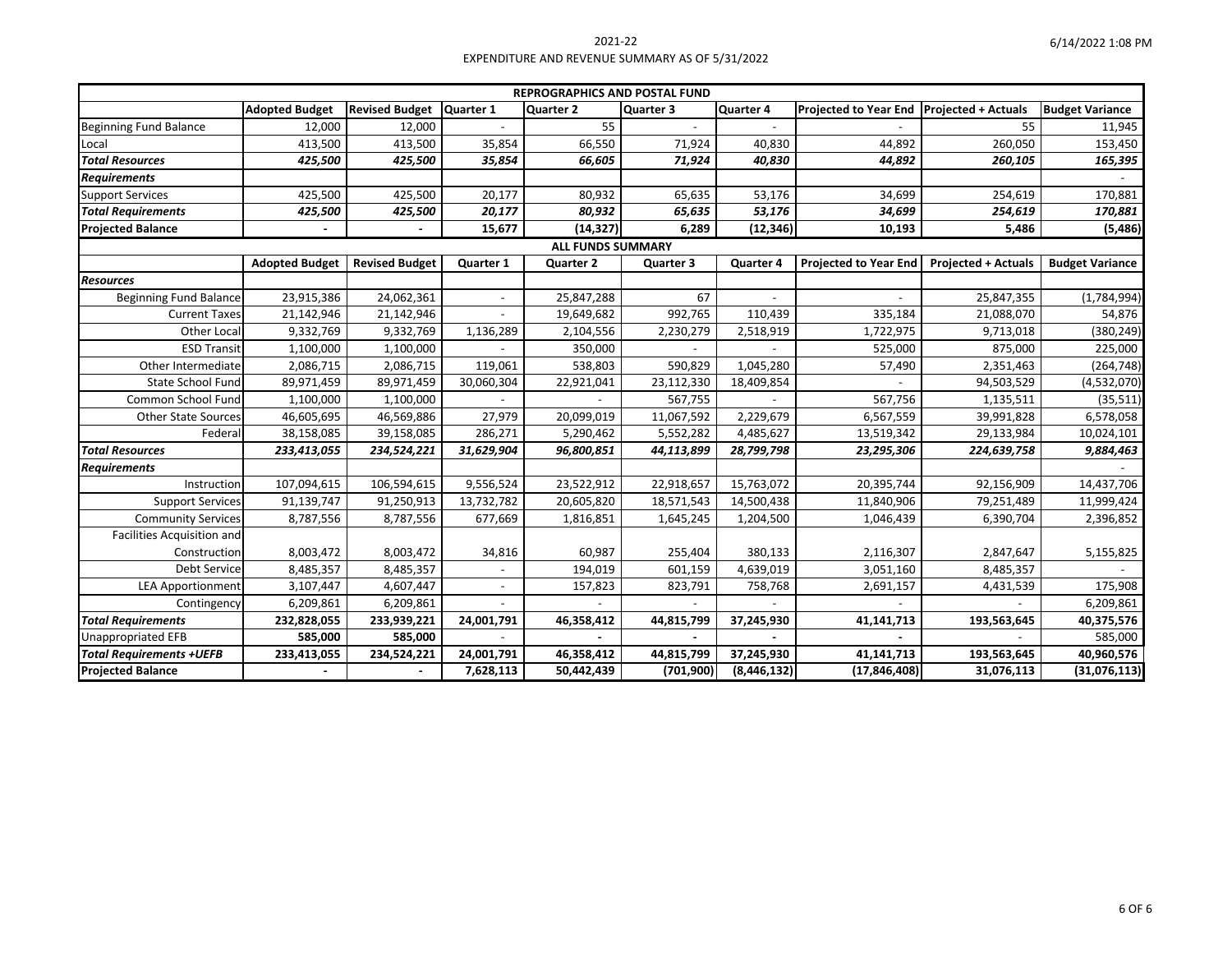2021-22
EXPENDITURE AND REVENUE SUMMARY AS OF 5/31/2022

| REPROGRAPHICS AND POSTAL FUND | | | | | | | | | |
|---|---|---|---|---|---|---|---|---|---|
| | **Adopted Budget** | **Revised Budget** | **Quarter 1** | **Quarter 2** | **Quarter 3** | **Quarter 4** | **Projected to Year End** | **Projected + Actuals** | **Budget Variance** |
| Beginning Fund Balance | 12,000 | 12,000 | - | 55 | - | - | - | 55 | 11,945 |
| Local | 413,500 | 413,500 | 35,854 | 66,550 | 71,924 | 40,830 | 44,892 | 260,050 | 153,450 |
| ***Total Resources*** | ***425,500*** | ***425,500*** | ***35,854*** | ***66,605*** | ***71,924*** | ***40,830*** | ***44,892*** | ***260,105*** | ***165,395*** |
| ***Requirements*** | | | | | | | | | - |
| Support Services | 425,500 | 425,500 | 20,177 | 80,932 | 65,635 | 53,176 | 34,699 | 254,619 | 170,881 |
| ***Total Requirements*** | ***425,500*** | ***425,500*** | ***20,177*** | ***80,932*** | ***65,635*** | ***53,176*** | ***34,699*** | ***254,619*** | ***170,881*** |
| **Projected Balance** | **-** | **-** | **15,677** | **(14,327)** | **6,289** | **(12,346)** | **10,193** | **5,486** | **(5,486)** |

| ALL FUNDS SUMMARY | | | | | | | | | |
|---|---|---|---|---|---|---|---|---|---|
| | **Adopted Budget** | **Revised Budget** | **Quarter 1** | **Quarter 2** | **Quarter 3** | **Quarter 4** | **Projected to Year End** | **Projected + Actuals** | **Budget Variance** |
| ***Resources*** | | | | | | | | | |
| Beginning Fund Balance | 23,915,386 | 24,062,361 | - | 25,847,288 | 67 | - | - | 25,847,355 | (1,784,994) |
| Current Taxes | 21,142,946 | 21,142,946 | - | 19,649,682 | 992,765 | 110,439 | 335,184 | 21,088,070 | 54,876 |
| Other Local | 9,332,769 | 9,332,769 | 1,136,289 | 2,104,556 | 2,230,279 | 2,518,919 | 1,722,975 | 9,713,018 | (380,249) |
| ESD Transit | 1,100,000 | 1,100,000 | - | 350,000 | - | - | 525,000 | 875,000 | 225,000 |
| Other Intermediate | 2,086,715 | 2,086,715 | 119,061 | 538,803 | 590,829 | 1,045,280 | 57,490 | 2,351,463 | (264,748) |
| State School Fund | 89,971,459 | 89,971,459 | 30,060,304 | 22,921,041 | 23,112,330 | 18,409,854 | - | 94,503,529 | (4,532,070) |
| Common School Fund | 1,100,000 | 1,100,000 | - | - | 567,755 | - | 567,756 | 1,135,511 | (35,511) |
| Other State Sources | 46,605,695 | 46,569,886 | 27,979 | 20,099,019 | 11,067,592 | 2,229,679 | 6,567,559 | 39,991,828 | 6,578,058 |
| Federal | 38,158,085 | 39,158,085 | 286,271 | 5,290,462 | 5,552,282 | 4,485,627 | 13,519,342 | 29,133,984 | 10,024,101 |
| ***Total Resources*** | ***233,413,055*** | ***234,524,221*** | ***31,629,904*** | ***96,800,851*** | ***44,113,899*** | ***28,799,798*** | ***23,295,306*** | ***224,639,758*** | ***9,884,463*** |
| ***Requirements*** | | | | | | | | | - |
| Instruction | 107,094,615 | 106,594,615 | 9,556,524 | 23,522,912 | 22,918,657 | 15,763,072 | 20,395,744 | 92,156,909 | 14,437,706 |
| Support Services | 91,139,747 | 91,250,913 | 13,732,782 | 20,605,820 | 18,571,543 | 14,500,438 | 11,840,906 | 79,251,489 | 11,999,424 |
| Community Services | 8,787,556 | 8,787,556 | 677,669 | 1,816,851 | 1,645,245 | 1,204,500 | 1,046,439 | 6,390,704 | 2,396,852 |
| Facilities Acquisition and Construction | 8,003,472 | 8,003,472 | 34,816 | 60,987 | 255,404 | 380,133 | 2,116,307 | 2,847,647 | 5,155,825 |
| Debt Service | 8,485,357 | 8,485,357 | - | 194,019 | 601,159 | 4,639,019 | 3,051,160 | 8,485,357 | - |
| LEA Apportionment | 3,107,447 | 4,607,447 | - | 157,823 | 823,791 | 758,768 | 2,691,157 | 4,431,539 | 175,908 |
| Contingency | 6,209,861 | 6,209,861 | - | - | - | - | - | - | 6,209,861 |
| ***Total Requirements*** | **232,828,055** | **233,939,221** | **24,001,791** | **46,358,412** | **44,815,799** | **37,245,930** | **41,141,713** | **193,563,645** | **40,375,576** |
| Unappropriated EFB | **585,000** | **585,000** | - | **-** | **-** | **-** | **-** | - | 585,000 |
| ***Total Requirements +UEFB*** | **233,413,055** | **234,524,221** | **24,001,791** | **46,358,412** | **44,815,799** | **37,245,930** | **41,141,713** | **193,563,645** | **40,960,576** |
| **Projected Balance** | **-** | **-** | **7,628,113** | **50,442,439** | **(701,900)** | **(8,446,132)** | **(17,846,408)** | **31,076,113** | **(31,076,113)** |